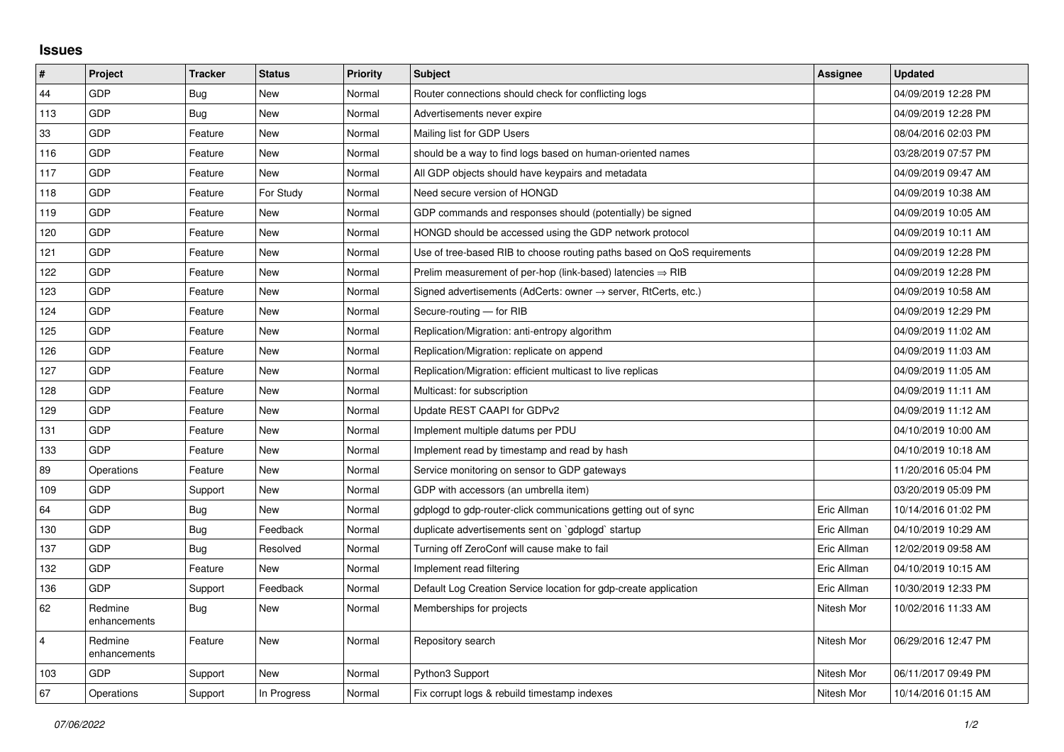## Issues

| # | Project | Tracker | Status | Priority | Subject | Assignee | Updated |
|---|---|---|---|---|---|---|---|
| 44 | GDP | Bug | New | Normal | Router connections should check for conflicting logs | | 04/09/2019 12:28 PM |
| 113 | GDP | Bug | New | Normal | Advertisements never expire | | 04/09/2019 12:28 PM |
| 33 | GDP | Feature | New | Normal | Mailing list for GDP Users | | 08/04/2016 02:03 PM |
| 116 | GDP | Feature | New | Normal | should be a way to find logs based on human-oriented names | | 03/28/2019 07:57 PM |
| 117 | GDP | Feature | New | Normal | All GDP objects should have keypairs and metadata | | 04/09/2019 09:47 AM |
| 118 | GDP | Feature | For Study | Normal | Need secure version of HONGD | | 04/09/2019 10:38 AM |
| 119 | GDP | Feature | New | Normal | GDP commands and responses should (potentially) be signed | | 04/09/2019 10:05 AM |
| 120 | GDP | Feature | New | Normal | HONGD should be accessed using the GDP network protocol | | 04/09/2019 10:11 AM |
| 121 | GDP | Feature | New | Normal | Use of tree-based RIB to choose routing paths based on QoS requirements | | 04/09/2019 12:28 PM |
| 122 | GDP | Feature | New | Normal | Prelim measurement of per-hop (link-based) latencies ⇒ RIB | | 04/09/2019 12:28 PM |
| 123 | GDP | Feature | New | Normal | Signed advertisements (AdCerts: owner → server, RtCerts, etc.) | | 04/09/2019 10:58 AM |
| 124 | GDP | Feature | New | Normal | Secure-routing — for RIB | | 04/09/2019 12:29 PM |
| 125 | GDP | Feature | New | Normal | Replication/Migration: anti-entropy algorithm | | 04/09/2019 11:02 AM |
| 126 | GDP | Feature | New | Normal | Replication/Migration: replicate on append | | 04/09/2019 11:03 AM |
| 127 | GDP | Feature | New | Normal | Replication/Migration: efficient multicast to live replicas | | 04/09/2019 11:05 AM |
| 128 | GDP | Feature | New | Normal | Multicast: for subscription | | 04/09/2019 11:11 AM |
| 129 | GDP | Feature | New | Normal | Update REST CAAPI for GDPv2 | | 04/09/2019 11:12 AM |
| 131 | GDP | Feature | New | Normal | Implement multiple datums per PDU | | 04/10/2019 10:00 AM |
| 133 | GDP | Feature | New | Normal | Implement read by timestamp and read by hash | | 04/10/2019 10:18 AM |
| 89 | Operations | Feature | New | Normal | Service monitoring on sensor to GDP gateways | | 11/20/2016 05:04 PM |
| 109 | GDP | Support | New | Normal | GDP with accessors (an umbrella item) | | 03/20/2019 05:09 PM |
| 64 | GDP | Bug | New | Normal | gdplogd to gdp-router-click communications getting out of sync | Eric Allman | 10/14/2016 01:02 PM |
| 130 | GDP | Bug | Feedback | Normal | duplicate advertisements sent on `gdplogd` startup | Eric Allman | 04/10/2019 10:29 AM |
| 137 | GDP | Bug | Resolved | Normal | Turning off ZeroConf will cause make to fail | Eric Allman | 12/02/2019 09:58 AM |
| 132 | GDP | Feature | New | Normal | Implement read filtering | Eric Allman | 04/10/2019 10:15 AM |
| 136 | GDP | Support | Feedback | Normal | Default Log Creation Service location for gdp-create application | Eric Allman | 10/30/2019 12:33 PM |
| 62 | Redmine enhancements | Bug | New | Normal | Memberships for projects | Nitesh Mor | 10/02/2016 11:33 AM |
| 4 | Redmine enhancements | Feature | New | Normal | Repository search | Nitesh Mor | 06/29/2016 12:47 PM |
| 103 | GDP | Support | New | Normal | Python3 Support | Nitesh Mor | 06/11/2017 09:49 PM |
| 67 | Operations | Support | In Progress | Normal | Fix corrupt logs & rebuild timestamp indexes | Nitesh Mor | 10/14/2016 01:15 AM |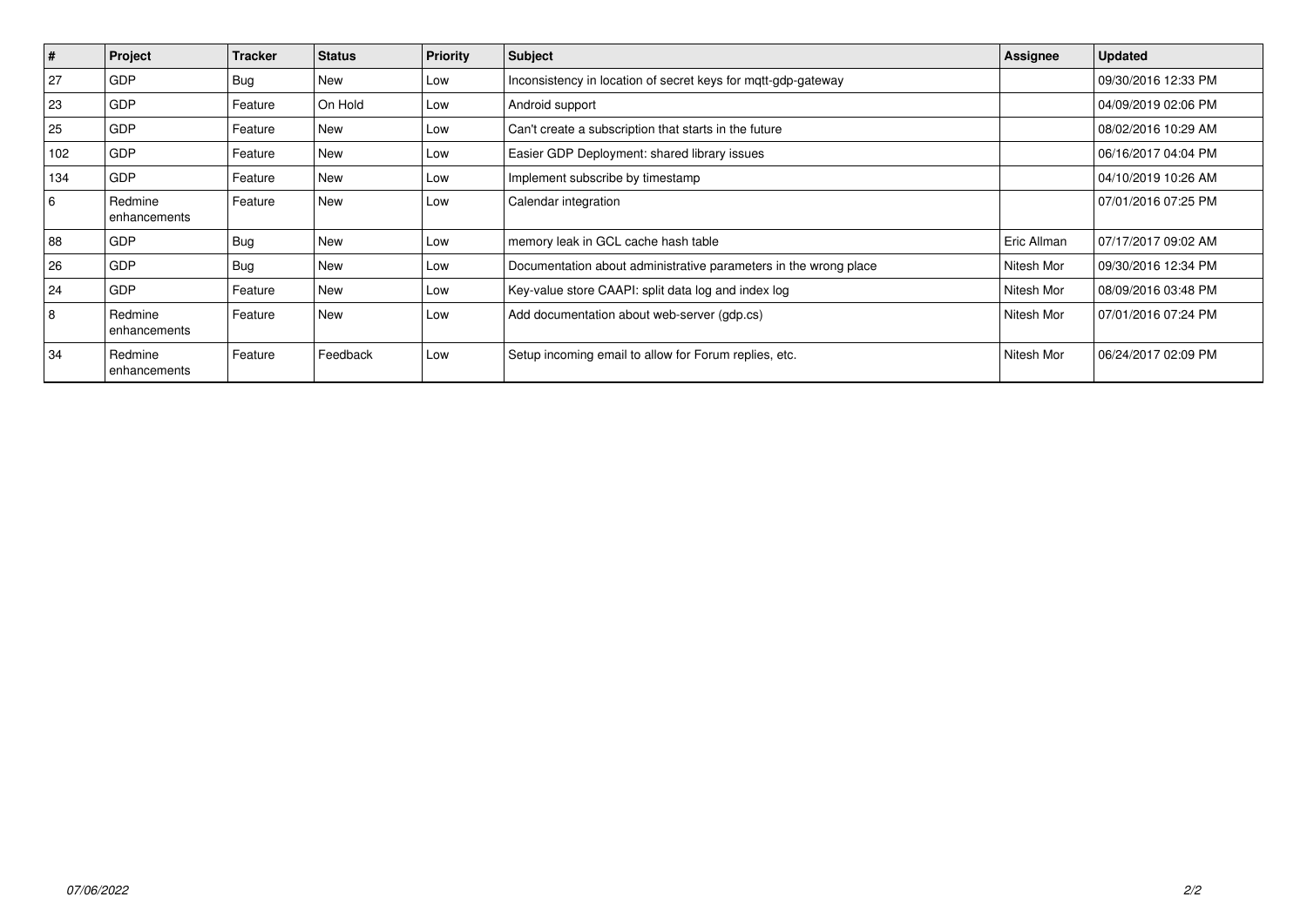| # | Project | Tracker | Status | Priority | Subject | Assignee | Updated |
|---|---|---|---|---|---|---|---|
| 27 | GDP | Bug | New | Low | Inconsistency in location of secret keys for mqtt-gdp-gateway | | 09/30/2016 12:33 PM |
| 23 | GDP | Feature | On Hold | Low | Android support | | 04/09/2019 02:06 PM |
| 25 | GDP | Feature | New | Low | Can't create a subscription that starts in the future | | 08/02/2016 10:29 AM |
| 102 | GDP | Feature | New | Low | Easier GDP Deployment: shared library issues | | 06/16/2017 04:04 PM |
| 134 | GDP | Feature | New | Low | Implement subscribe by timestamp | | 04/10/2019 10:26 AM |
| 6 | Redmine enhancements | Feature | New | Low | Calendar integration | | 07/01/2016 07:25 PM |
| 88 | GDP | Bug | New | Low | memory leak in GCL cache hash table | Eric Allman | 07/17/2017 09:02 AM |
| 26 | GDP | Bug | New | Low | Documentation about administrative parameters in the wrong place | Nitesh Mor | 09/30/2016 12:34 PM |
| 24 | GDP | Feature | New | Low | Key-value store CAAPI: split data log and index log | Nitesh Mor | 08/09/2016 03:48 PM |
| 8 | Redmine enhancements | Feature | New | Low | Add documentation about web-server (gdp.cs) | Nitesh Mor | 07/01/2016 07:24 PM |
| 34 | Redmine enhancements | Feature | Feedback | Low | Setup incoming email to allow for Forum replies, etc. | Nitesh Mor | 06/24/2017 02:09 PM |

*07/06/2022*